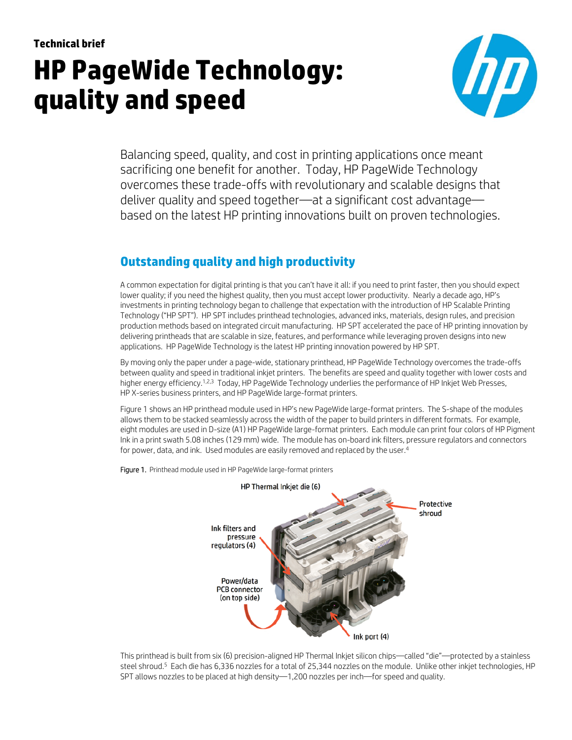Technical brief

# HP PageWide Technology: quality and speed

Balancing speed, quality, and cost in printing applications once meant sacrificing one benefit for another. Today, HP PageWide Technology overcomes these trade-offs with revolutionary and scalable designs that deliver quality and speed together—at a significant cost advantage—based on the latest HP printing innovations built on proven technologies.

## Outstanding quality and high productivity

A common expectation for digital printing is that you can't have it all: if you need to print faster, then you should expect lower quality; if you need the highest quality, then you must accept lower productivity. Nearly a decade ago, HP's investments in printing technology began to challenge that expectation with the introduction of HP Scalable Printing Technology ("HP SPT"). HP SPT includes printhead technologies, advanced inks, materials, design rules, and precision production methods based on integrated circuit manufacturing. HP SPT accelerated the pace of HP printing innovation by delivering printheads that are scalable in size, features, and performance while leveraging proven designs into new applications. HP PageWide Technology is the latest HP printing innovation powered by HP SPT.

By moving only the paper under a page-wide, stationary printhead, HP PageWide Technology overcomes the trade-offs between quality and speed in traditional inkjet printers. The benefits are speed and quality together with lower costs and higher energy efficiency.[1,2,3] Today, HP PageWide Technology underlies the performance of HP Inkjet Web Presses, HP X-series business printers, and HP PageWide large-format printers.

Figure 1 shows an HP printhead module used in HP's new PageWide large-format printers. The S-shape of the modules allows them to be stacked seamlessly across the width of the paper to build printers in different formats. For example, eight modules are used in D-size (A1) HP PageWide large-format printers. Each module can print four colors of HP Pigment Ink in a print swath 5.08 inches (129 mm) wide. The module has on-board ink filters, pressure regulators and connectors for power, data, and ink. Used modules are easily removed and replaced by the user.[4]

**Figure 1.** Printhead module used in HP PageWide large-format printers

This printhead is built from six (6) precision-aligned HP Thermal Inkjet silicon chips—called "die"—protected by a stainless steel shroud.[5] Each die has 6,336 nozzles for a total of 25,344 nozzles on the module. Unlike other inkjet technologies, HP SPT allows nozzles to be placed at high density—1,200 nozzles per inch—for speed and quality.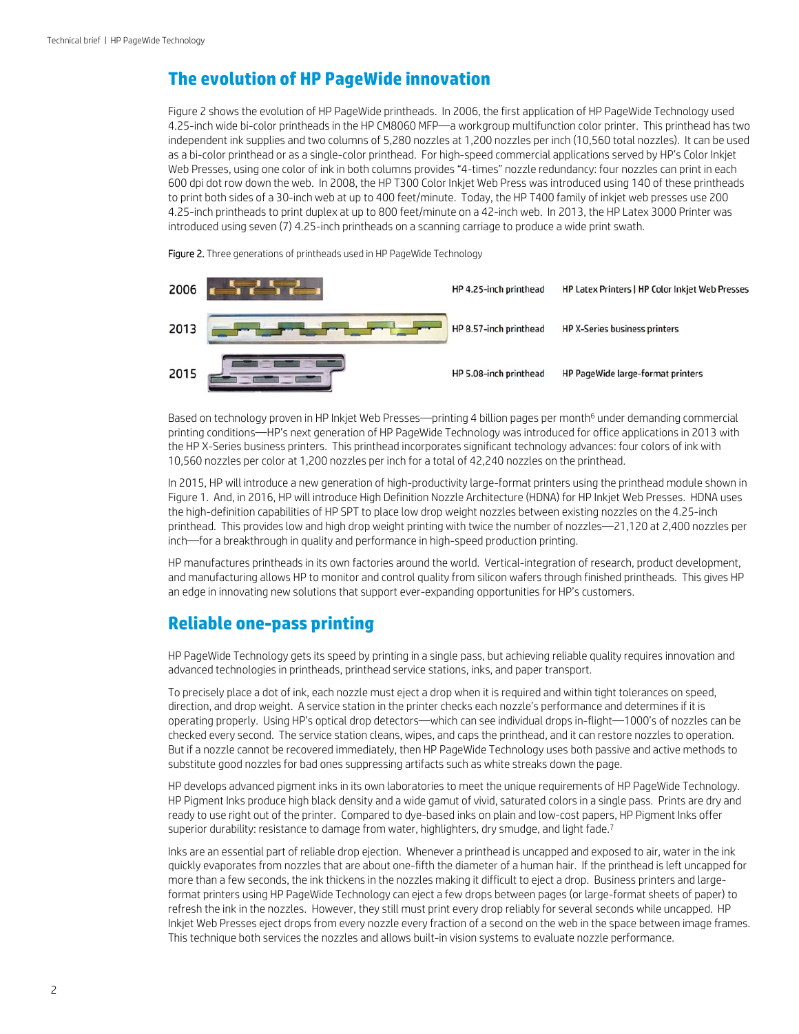## The evolution of HP PageWide innovation

Figure 2 shows the evolution of HP PageWide printheads. In 2006, the first application of HP PageWide Technology used 4.25-inch wide bi-color printheads in the HP CM8060 MFP—a workgroup multifunction color printer. This printhead has two independent ink supplies and two columns of 5,280 nozzles at 1,200 nozzles per inch (10,560 total nozzles). It can be used as a bi-color printhead or as a single-color printhead. For high-speed commercial applications served by HP's Color Inkjet Web Presses, using one color of ink in both columns provides "4-times" nozzle redundancy: four nozzles can print in each 600 dpi dot row down the web. In 2008, the HP T300 Color Inkjet Web Press was introduced using 140 of these printheads to print both sides of a 30-inch web at up to 400 feet/minute. Today, the HP T400 family of inkjet web presses use 200 4.25-inch printheads to print duplex at up to 800 feet/minute on a 42-inch web. In 2013, the HP Latex 3000 Printer was introduced using seven (7) 4.25-inch printheads on a scanning carriage to produce a wide print swath.

Figure 2. Three generations of printheads used in HP PageWide Technology

| Year | Printhead | Products |
|---|---|---|
| 2006 | HP 4.25-inch printhead | HP Latex Printers \| HP Color Inkjet Web Presses |
| 2013 | HP 8.57-inch printhead | HP X-Series business printers |
| 2015 | HP 5.08-inch printhead | HP PageWide large-format printers |

Based on technology proven in HP Inkjet Web Presses—printing 4 billion pages per month[6] under demanding commercial printing conditions—HP's next generation of HP PageWide Technology was introduced for office applications in 2013 with the HP X-Series business printers. This printhead incorporates significant technology advances: four colors of ink with 10,560 nozzles per color at 1,200 nozzles per inch for a total of 42,240 nozzles on the printhead.

In 2015, HP will introduce a new generation of high-productivity large-format printers using the printhead module shown in Figure 1. And, in 2016, HP will introduce High Definition Nozzle Architecture (HDNA) for HP Inkjet Web Presses. HDNA uses the high-definition capabilities of HP SPT to place low drop weight nozzles between existing nozzles on the 4.25-inch printhead. This provides low and high drop weight printing with twice the number of nozzles—21,120 at 2,400 nozzles per inch—for a breakthrough in quality and performance in high-speed production printing.

HP manufactures printheads in its own factories around the world. Vertical-integration of research, product development, and manufacturing allows HP to monitor and control quality from silicon wafers through finished printheads. This gives HP an edge in innovating new solutions that support ever-expanding opportunities for HP's customers.

## Reliable one-pass printing

HP PageWide Technology gets its speed by printing in a single pass, but achieving reliable quality requires innovation and advanced technologies in printheads, printhead service stations, inks, and paper transport.

To precisely place a dot of ink, each nozzle must eject a drop when it is required and within tight tolerances on speed, direction, and drop weight. A service station in the printer checks each nozzle's performance and determines if it is operating properly. Using HP's optical drop detectors—which can see individual drops in-flight—1000's of nozzles can be checked every second. The service station cleans, wipes, and caps the printhead, and it can restore nozzles to operation. But if a nozzle cannot be recovered immediately, then HP PageWide Technology uses both passive and active methods to substitute good nozzles for bad ones suppressing artifacts such as white streaks down the page.

HP develops advanced pigment inks in its own laboratories to meet the unique requirements of HP PageWide Technology. HP Pigment Inks produce high black density and a wide gamut of vivid, saturated colors in a single pass. Prints are dry and ready to use right out of the printer. Compared to dye-based inks on plain and low-cost papers, HP Pigment Inks offer superior durability: resistance to damage from water, highlighters, dry smudge, and light fade.[7]

Inks are an essential part of reliable drop ejection. Whenever a printhead is uncapped and exposed to air, water in the ink quickly evaporates from nozzles that are about one-fifth the diameter of a human hair. If the printhead is left uncapped for more than a few seconds, the ink thickens in the nozzles making it difficult to eject a drop. Business printers and large-format printers using HP PageWide Technology can eject a few drops between pages (or large-format sheets of paper) to refresh the ink in the nozzles. However, they still must print every drop reliably for several seconds while uncapped. HP Inkjet Web Presses eject drops from every nozzle every fraction of a second on the web in the space between image frames. This technique both services the nozzles and allows built-in vision systems to evaluate nozzle performance.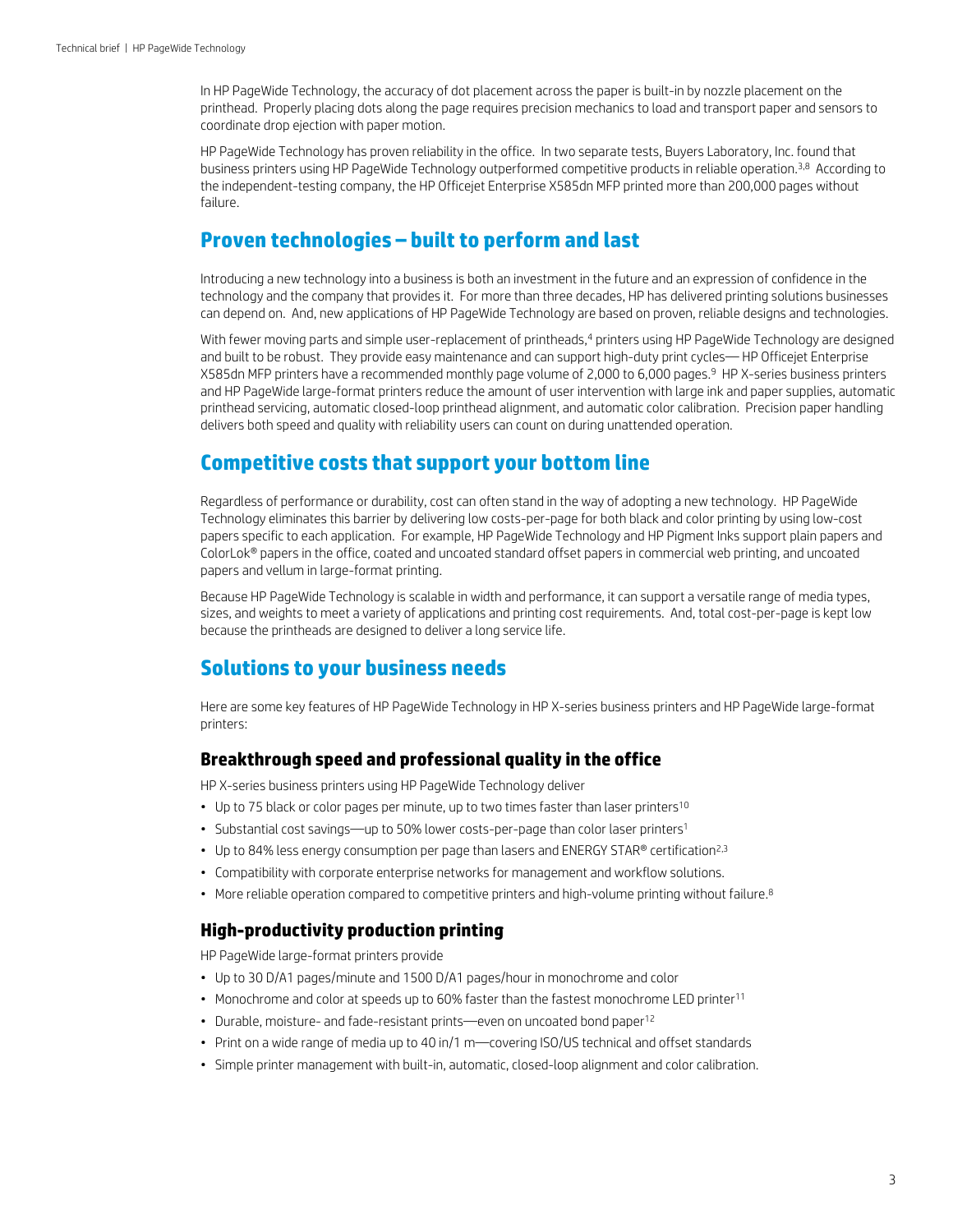In HP PageWide Technology, the accuracy of dot placement across the paper is built-in by nozzle placement on the printhead. Properly placing dots along the page requires precision mechanics to load and transport paper and sensors to coordinate drop ejection with paper motion.

HP PageWide Technology has proven reliability in the office. In two separate tests, Buyers Laboratory, Inc. found that business printers using HP PageWide Technology outperformed competitive products in reliable operation.[3,8] According to the independent-testing company, the HP Officejet Enterprise X585dn MFP printed more than 200,000 pages without failure.

## Proven technologies – built to perform and last

Introducing a new technology into a business is both an investment in the future and an expression of confidence in the technology and the company that provides it. For more than three decades, HP has delivered printing solutions businesses can depend on. And, new applications of HP PageWide Technology are based on proven, reliable designs and technologies.

With fewer moving parts and simple user-replacement of printheads,[4] printers using HP PageWide Technology are designed and built to be robust. They provide easy maintenance and can support high-duty print cycles— HP Officejet Enterprise X585dn MFP printers have a recommended monthly page volume of 2,000 to 6,000 pages.[9] HP X-series business printers and HP PageWide large-format printers reduce the amount of user intervention with large ink and paper supplies, automatic printhead servicing, automatic closed-loop printhead alignment, and automatic color calibration. Precision paper handling delivers both speed and quality with reliability users can count on during unattended operation.

## Competitive costs that support your bottom line

Regardless of performance or durability, cost can often stand in the way of adopting a new technology. HP PageWide Technology eliminates this barrier by delivering low costs-per-page for both black and color printing by using low-cost papers specific to each application. For example, HP PageWide Technology and HP Pigment Inks support plain papers and ColorLok® papers in the office, coated and uncoated standard offset papers in commercial web printing, and uncoated papers and vellum in large-format printing.

Because HP PageWide Technology is scalable in width and performance, it can support a versatile range of media types, sizes, and weights to meet a variety of applications and printing cost requirements. And, total cost-per-page is kept low because the printheads are designed to deliver a long service life.

## Solutions to your business needs

Here are some key features of HP PageWide Technology in HP X-series business printers and HP PageWide large-format printers:

### Breakthrough speed and professional quality in the office

HP X-series business printers using HP PageWide Technology deliver

- Up to 75 black or color pages per minute, up to two times faster than laser printers[10]
- Substantial cost savings—up to 50% lower costs-per-page than color laser printers[1]
- Up to 84% less energy consumption per page than lasers and ENERGY STAR® certification[2,3]
- Compatibility with corporate enterprise networks for management and workflow solutions.
- More reliable operation compared to competitive printers and high-volume printing without failure.[8]

### High-productivity production printing

HP PageWide large-format printers provide

- Up to 30 D/A1 pages/minute and 1500 D/A1 pages/hour in monochrome and color
- Monochrome and color at speeds up to 60% faster than the fastest monochrome LED printer[11]
- Durable, moisture- and fade-resistant prints—even on uncoated bond paper[12]
- Print on a wide range of media up to 40 in/1 m—covering ISO/US technical and offset standards
- Simple printer management with built-in, automatic, closed-loop alignment and color calibration.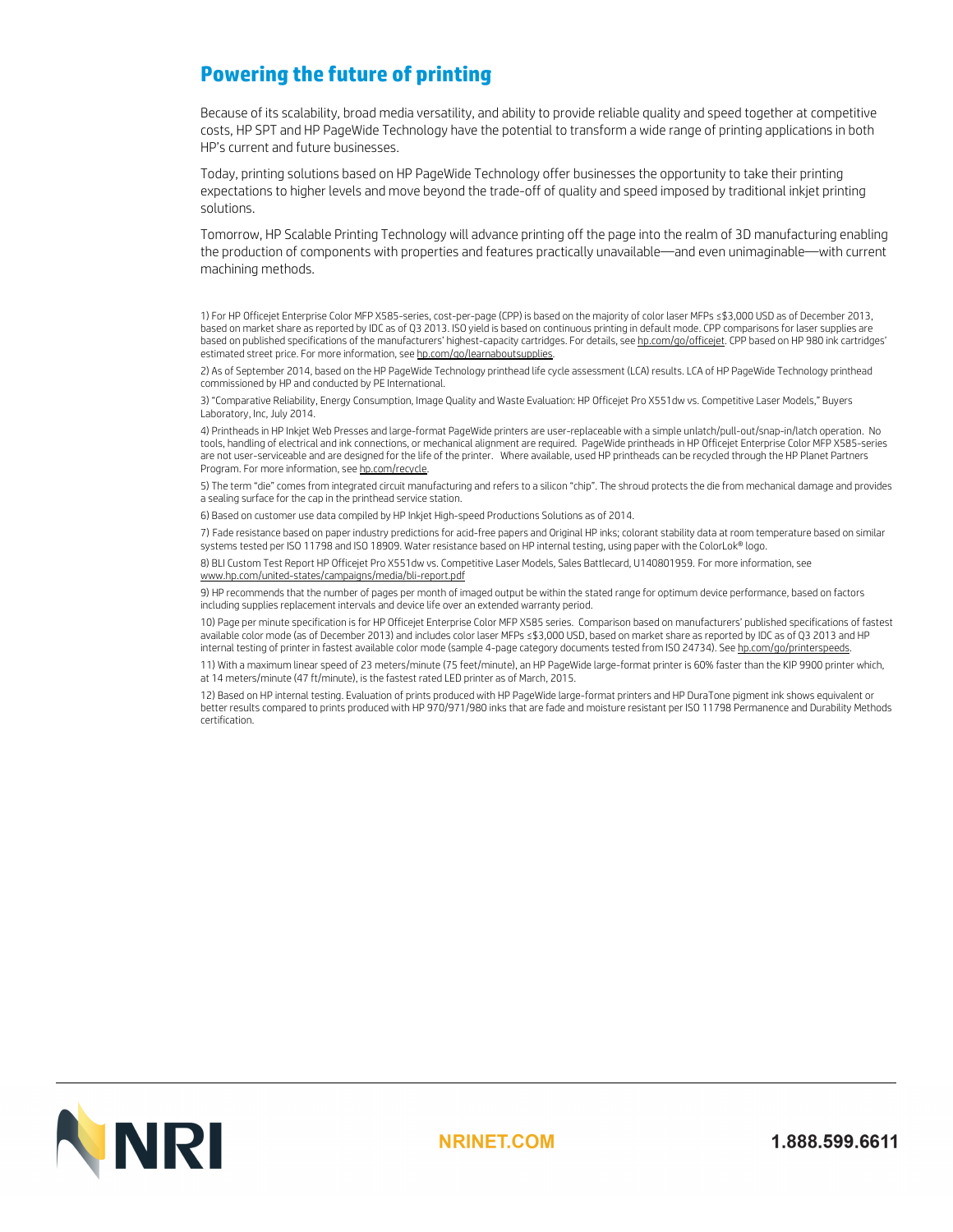## Powering the future of printing

Because of its scalability, broad media versatility, and ability to provide reliable quality and speed together at competitive costs, HP SPT and HP PageWide Technology have the potential to transform a wide range of printing applications in both HP's current and future businesses.

Today, printing solutions based on HP PageWide Technology offer businesses the opportunity to take their printing expectations to higher levels and move beyond the trade-off of quality and speed imposed by traditional inkjet printing solutions.

Tomorrow, HP Scalable Printing Technology will advance printing off the page into the realm of 3D manufacturing enabling the production of components with properties and features practically unavailable—and even unimaginable—with current machining methods.

1) For HP Officejet Enterprise Color MFP X585-series, cost-per-page (CPP) is based on the majority of color laser MFPs ≤$3,000 USD as of December 2013, based on market share as reported by IDC as of Q3 2013. ISO yield is based on continuous printing in default mode. CPP comparisons for laser supplies are based on published specifications of the manufacturers' highest-capacity cartridges. For details, see hp.com/go/officejet. CPP based on HP 980 ink cartridges' estimated street price. For more information, see hp.com/go/learnaboutsupplies.

2) As of September 2014, based on the HP PageWide Technology printhead life cycle assessment (LCA) results. LCA of HP PageWide Technology printhead commissioned by HP and conducted by PE International.

3) "Comparative Reliability, Energy Consumption, Image Quality and Waste Evaluation: HP Officejet Pro X551dw vs. Competitive Laser Models," Buyers Laboratory, Inc, July 2014.

4) Printheads in HP Inkjet Web Presses and large-format PageWide printers are user-replaceable with a simple unlatch/pull-out/snap-in/latch operation. No tools, handling of electrical and ink connections, or mechanical alignment are required. PageWide printheads in HP Officejet Enterprise Color MFP X585-series are not user-serviceable and are designed for the life of the printer. Where available, used HP printheads can be recycled through the HP Planet Partners Program. For more information, see hp.com/recycle.

5) The term "die" comes from integrated circuit manufacturing and refers to a silicon "chip". The shroud protects the die from mechanical damage and provides a sealing surface for the cap in the printhead service station.

6) Based on customer use data compiled by HP Inkjet High-speed Productions Solutions as of 2014.

7) Fade resistance based on paper industry predictions for acid-free papers and Original HP inks; colorant stability data at room temperature based on similar systems tested per ISO 11798 and ISO 18909. Water resistance based on HP internal testing, using paper with the ColorLok® logo.

8) BLI Custom Test Report HP Officejet Pro X551dw vs. Competitive Laser Models, Sales Battlecard, U140801959. For more information, see www.hp.com/united-states/campaigns/media/bli-report.pdf

9) HP recommends that the number of pages per month of imaged output be within the stated range for optimum device performance, based on factors including supplies replacement intervals and device life over an extended warranty period.

10) Page per minute specification is for HP Officejet Enterprise Color MFP X585 series. Comparison based on manufacturers' published specifications of fastest available color mode (as of December 2013) and includes color laser MFPs ≤$3,000 USD, based on market share as reported by IDC as of Q3 2013 and HP internal testing of printer in fastest available color mode (sample 4-page category documents tested from ISO 24734). See hp.com/go/printerspeeds.

11) With a maximum linear speed of 23 meters/minute (75 feet/minute), an HP PageWide large-format printer is 60% faster than the KIP 9900 printer which, at 14 meters/minute (47 ft/minute), is the fastest rated LED printer as of March, 2015.

12) Based on HP internal testing. Evaluation of prints produced with HP PageWide large-format printers and HP DuraTone pigment ink shows equivalent or better results compared to prints produced with HP 970/971/980 inks that are fade and moisture resistant per ISO 11798 Permanence and Durability Methods certification.

NRI

NRINET.COM

1.888.599.6611